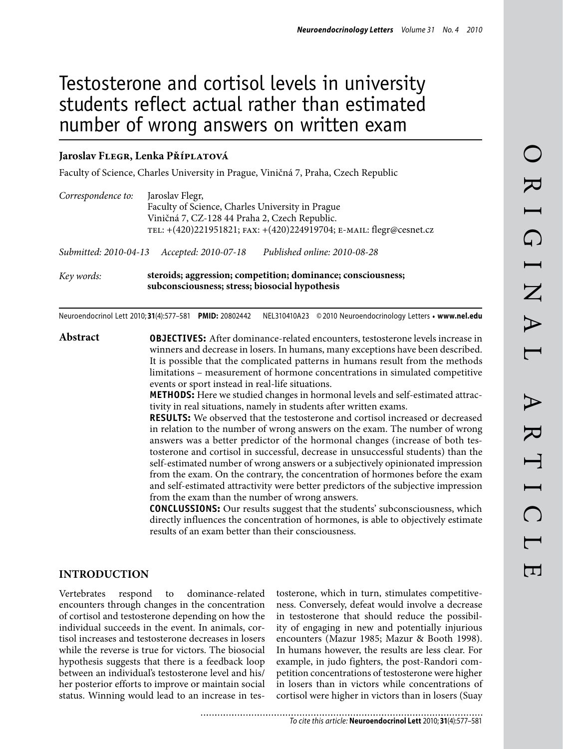# Testosterone and cortisol levels in university students reflect actual rather than estimated number of wrong answers on written exam

**Jaroslav Flegr, Lenka Příplatová**

Faculty of Science, Charles University in Prague, Viničná 7, Praha, Czech Republic

*Correspondence to:* Jaroslav Flegr,
Faculty of Science, Charles University in Prague
Viničná 7, CZ-128 44 Praha 2, Czech Republic.
TEL: +(420)221951821; FAX: +(420)224919704; E-MAIL: flegr@cesnet.cz

*Submitted: 2010-04-13* *Accepted: 2010-07-18* *Published online: 2010-08-28*

*Key words:* **steroids; aggression; competition; dominance; consciousness; subconsciousness; stress; biosocial hypothesis**

Neuroendocrinol Lett 2010; **31**(4):577–581 **PMID:** 20802442 NEL310410A23 © 2010 Neuroendocrinology Letters • **www.nel.edu**

## Abstract

**OBJECTIVES:** After dominance-related encounters, testosterone levels increase in winners and decrease in losers. In humans, many exceptions have been described. It is possible that the complicated patterns in humans result from the methods limitations – measurement of hormone concentrations in simulated competitive events or sport instead in real-life situations.

**METHODS:** Here we studied changes in hormonal levels and self-estimated attractivity in real situations, namely in students after written exams.

**RESULTS:** We observed that the testosterone and cortisol increased or decreased in relation to the number of wrong answers on the exam. The number of wrong answers was a better predictor of the hormonal changes (increase of both testosterone and cortisol in successful, decrease in unsuccessful students) than the self-estimated number of wrong answers or a subjectively opinionated impression from the exam. On the contrary, the concentration of hormones before the exam and self-estimated attractivity were better predictors of the subjective impression from the exam than the number of wrong answers.

**CONCLUSSIONS:** Our results suggest that the students' subconsciousness, which directly influences the concentration of hormones, is able to objectively estimate results of an exam better than their consciousness.

## INTRODUCTION

Vertebrates respond to dominance-related encounters through changes in the concentration of cortisol and testosterone depending on how the individual succeeds in the event. In animals, cortisol increases and testosterone decreases in losers while the reverse is true for victors. The biosocial hypothesis suggests that there is a feedback loop between an individual's testosterone level and his/her posterior efforts to improve or maintain social status. Winning would lead to an increase in testosterone, which in turn, stimulates competitiveness. Conversely, defeat would involve a decrease in testosterone that should reduce the possibility of engaging in new and potentially injurious encounters (Mazur 1985; Mazur & Booth 1998). In humans however, the results are less clear. For example, in judo fighters, the post-Randori competition concentrations of testosterone were higher in losers than in victors while concentrations of cortisol were higher in victors than in losers (Suay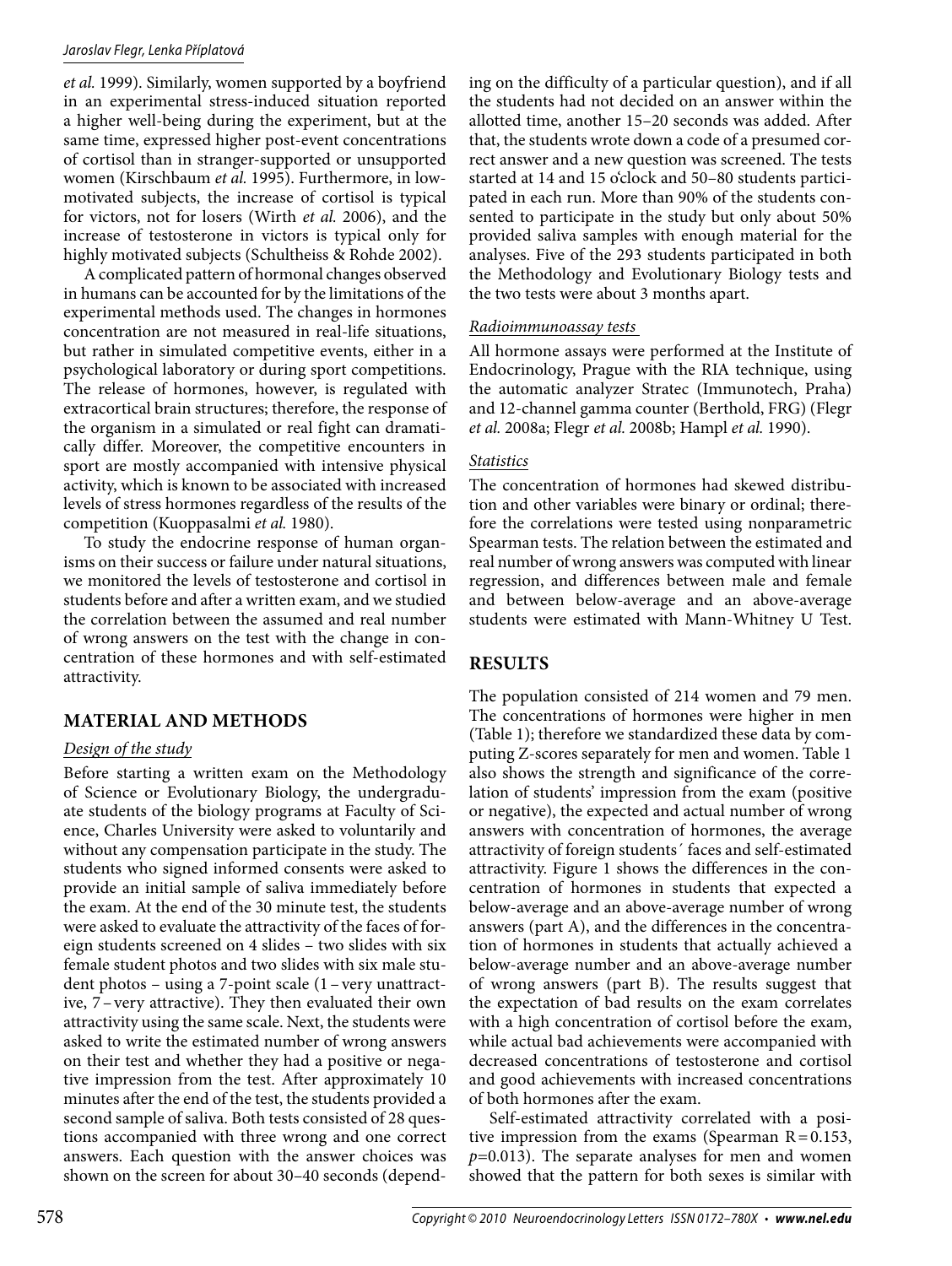*et al.* 1999). Similarly, women supported by a boyfriend in an experimental stress-induced situation reported a higher well-being during the experiment, but at the same time, expressed higher post-event concentrations of cortisol than in stranger-supported or unsupported women (Kirschbaum *et al.* 1995). Furthermore, in low-motivated subjects, the increase of cortisol is typical for victors, not for losers (Wirth *et al.* 2006), and the increase of testosterone in victors is typical only for highly motivated subjects (Schultheiss & Rohde 2002).

A complicated pattern of hormonal changes observed in humans can be accounted for by the limitations of the experimental methods used. The changes in hormones concentration are not measured in real-life situations, but rather in simulated competitive events, either in a psychological laboratory or during sport competitions. The release of hormones, however, is regulated with extracortical brain structures; therefore, the response of the organism in a simulated or real fight can dramatically differ. Moreover, the competitive encounters in sport are mostly accompanied with intensive physical activity, which is known to be associated with increased levels of stress hormones regardless of the results of the competition (Kuoppasalmi *et al.* 1980).

To study the endocrine response of human organisms on their success or failure under natural situations, we monitored the levels of testosterone and cortisol in students before and after a written exam, and we studied the correlation between the assumed and real number of wrong answers on the test with the change in concentration of these hormones and with self-estimated attractivity.

## MATERIAL AND METHODS

### Design of the study

Before starting a written exam on the Methodology of Science or Evolutionary Biology, the undergraduate students of the biology programs at Faculty of Science, Charles University were asked to voluntarily and without any compensation participate in the study. The students who signed informed consents were asked to provide an initial sample of saliva immediately before the exam. At the end of the 30 minute test, the students were asked to evaluate the attractivity of the faces of foreign students screened on 4 slides – two slides with six female student photos and two slides with six male student photos – using a 7-point scale (1 – very unattractive, 7 – very attractive). They then evaluated their own attractivity using the same scale. Next, the students were asked to write the estimated number of wrong answers on their test and whether they had a positive or negative impression from the test. After approximately 10 minutes after the end of the test, the students provided a second sample of saliva. Both tests consisted of 28 questions accompanied with three wrong and one correct answers. Each question with the answer choices was shown on the screen for about 30–40 seconds (depending on the difficulty of a particular question), and if all the students had not decided on an answer within the allotted time, another 15–20 seconds was added. After that, the students wrote down a code of a presumed correct answer and a new question was screened. The tests started at 14 and 15 o'clock and 50–80 students participated in each run. More than 90% of the students consented to participate in the study but only about 50% provided saliva samples with enough material for the analyses. Five of the 293 students participated in both the Methodology and Evolutionary Biology tests and the two tests were about 3 months apart.

### Radioimmunoassay tests

All hormone assays were performed at the Institute of Endocrinology, Prague with the RIA technique, using the automatic analyzer Stratec (Immunotech, Praha) and 12-channel gamma counter (Berthold, FRG) (Flegr *et al.* 2008a; Flegr *et al.* 2008b; Hampl *et al.* 1990).

### Statistics

The concentration of hormones had skewed distribution and other variables were binary or ordinal; therefore the correlations were tested using nonparametric Spearman tests. The relation between the estimated and real number of wrong answers was computed with linear regression, and differences between male and female and between below-average and an above-average students were estimated with Mann-Whitney U Test.

## RESULTS

The population consisted of 214 women and 79 men. The concentrations of hormones were higher in men (Table 1); therefore we standardized these data by computing Z-scores separately for men and women. Table 1 also shows the strength and significance of the correlation of students' impression from the exam (positive or negative), the expected and actual number of wrong answers with concentration of hormones, the average attractivity of foreign students´ faces and self-estimated attractivity. Figure 1 shows the differences in the concentration of hormones in students that expected a below-average and an above-average number of wrong answers (part A), and the differences in the concentration of hormones in students that actually achieved a below-average number and an above-average number of wrong answers (part B). The results suggest that the expectation of bad results on the exam correlates with a high concentration of cortisol before the exam, while actual bad achievements were accompanied with decreased concentrations of testosterone and cortisol and good achievements with increased concentrations of both hormones after the exam.

Self-estimated attractivity correlated with a positive impression from the exams (Spearman $R = 0.153$, $p = 0.013$). The separate analyses for men and women showed that the pattern for both sexes is similar with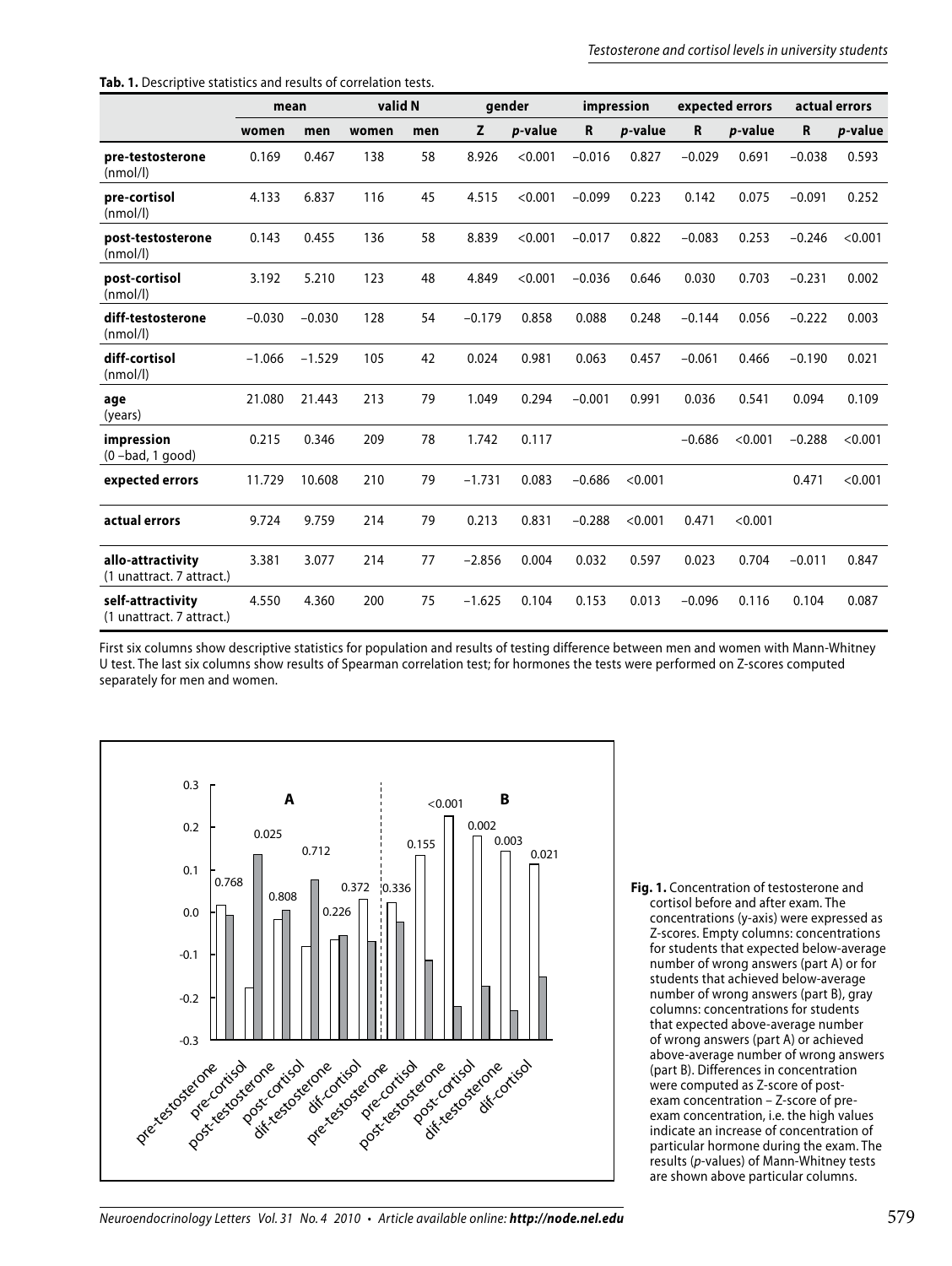**Tab. 1.** Descriptive statistics and results of correlation tests.

| | mean | | valid N | | gender | | impression | | expected errors | | actual errors | |
|---|---|---|---|---|---|---|---|---|---|---|---|---|
| | women | men | women | men | Z | *p*-value | R | *p*-value | R | *p*-value | R | *p*-value |
| **pre-testosterone** (nmol/l) | 0.169 | 0.467 | 138 | 58 | 8.926 | <0.001 | −0.016 | 0.827 | −0.029 | 0.691 | −0.038 | 0.593 |
| **pre-cortisol** (nmol/l) | 4.133 | 6.837 | 116 | 45 | 4.515 | <0.001 | −0.099 | 0.223 | 0.142 | 0.075 | −0.091 | 0.252 |
| **post-testosterone** (nmol/l) | 0.143 | 0.455 | 136 | 58 | 8.839 | <0.001 | −0.017 | 0.822 | −0.083 | 0.253 | −0.246 | <0.001 |
| **post-cortisol** (nmol/l) | 3.192 | 5.210 | 123 | 48 | 4.849 | <0.001 | −0.036 | 0.646 | 0.030 | 0.703 | −0.231 | 0.002 |
| **diff-testosterone** (nmol/l) | −0.030 | −0.030 | 128 | 54 | −0.179 | 0.858 | 0.088 | 0.248 | −0.144 | 0.056 | −0.222 | 0.003 |
| **diff-cortisol** (nmol/l) | −1.066 | −1.529 | 105 | 42 | 0.024 | 0.981 | 0.063 | 0.457 | −0.061 | 0.466 | −0.190 | 0.021 |
| **age** (years) | 21.080 | 21.443 | 213 | 79 | 1.049 | 0.294 | −0.001 | 0.991 | 0.036 | 0.541 | 0.094 | 0.109 |
| **impression** (0 –bad, 1 good) | 0.215 | 0.346 | 209 | 78 | 1.742 | 0.117 | | | −0.686 | <0.001 | −0.288 | <0.001 |
| **expected errors** | 11.729 | 10.608 | 210 | 79 | −1.731 | 0.083 | −0.686 | <0.001 | | | 0.471 | <0.001 |
| **actual errors** | 9.724 | 9.759 | 214 | 79 | 0.213 | 0.831 | −0.288 | <0.001 | 0.471 | <0.001 | | |
| **allo-attractivity** (1 unattract. 7 attract.) | 3.381 | 3.077 | 214 | 77 | −2.856 | 0.004 | 0.032 | 0.597 | 0.023 | 0.704 | −0.011 | 0.847 |
| **self-attractivity** (1 unattract. 7 attract.) | 4.550 | 4.360 | 200 | 75 | −1.625 | 0.104 | 0.153 | 0.013 | −0.096 | 0.116 | 0.104 | 0.087 |

First six columns show descriptive statistics for population and results of testing difference between men and women with Mann-Whitney U test. The last six columns show results of Spearman correlation test; for hormones the tests were performed on Z-scores computed separately for men and women.

**Fig. 1.** Concentration of testosterone and cortisol before and after exam. The concentrations (y-axis) were expressed as Z-scores. Empty columns: concentrations for students that expected below-average number of wrong answers (part A) or for students that achieved below-average number of wrong answers (part B), gray columns: concentrations for students that expected above-average number of wrong answers (part A) or achieved above-average number of wrong answers (part B). Differences in concentration were computed as Z-score of post-exam concentration – Z-score of pre-exam concentration, i.e. the high values indicate an increase of concentration of particular hormone during the exam. The results (*p*-values) of Mann-Whitney tests are shown above particular columns.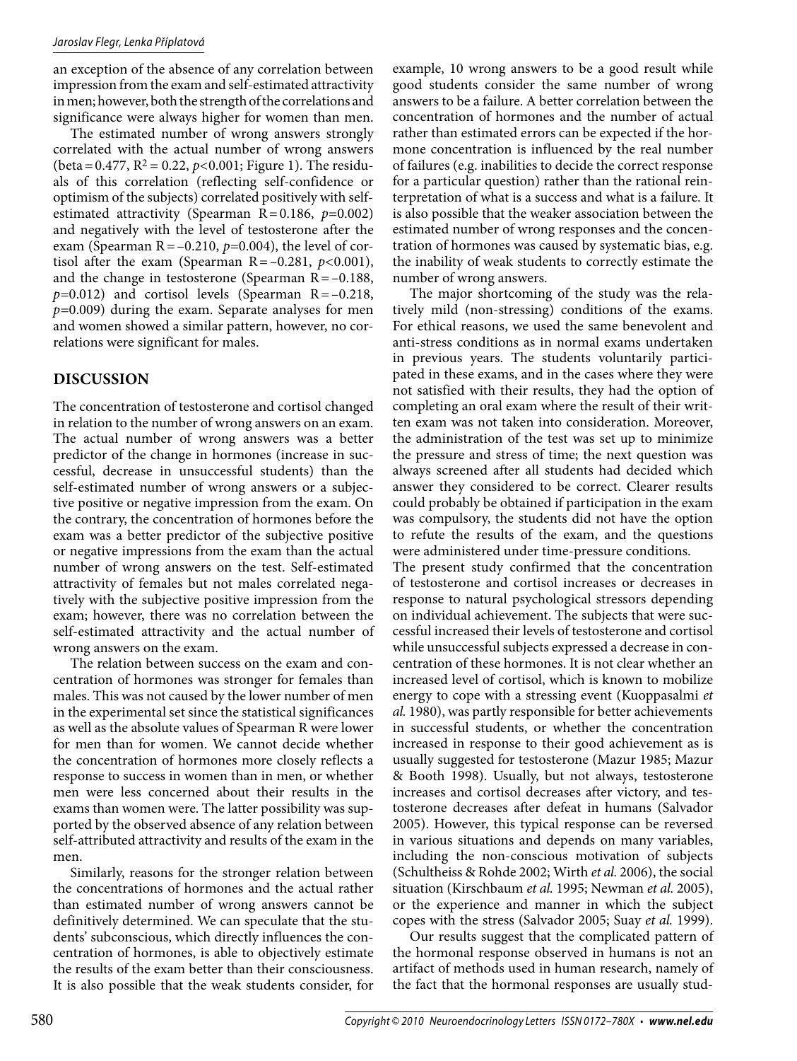an exception of the absence of any correlation between impression from the exam and self-estimated attractivity in men; however, both the strength of the correlations and significance were always higher for women than men.

The estimated number of wrong answers strongly correlated with the actual number of wrong answers (beta = 0.477, $R^2 = 0.22$, $p<0.001$; Figure 1). The residuals of this correlation (reflecting self-confidence or optimism of the subjects) correlated positively with self-estimated attractivity (Spearman R = 0.186, $p=0.002$) and negatively with the level of testosterone after the exam (Spearman R = –0.210, $p=0.004$), the level of cortisol after the exam (Spearman R = –0.281, $p<0.001$), and the change in testosterone (Spearman R = –0.188, $p=0.012$) and cortisol levels (Spearman R = –0.218, $p=0.009$) during the exam. Separate analyses for men and women showed a similar pattern, however, no correlations were significant for males.

## DISCUSSION

The concentration of testosterone and cortisol changed in relation to the number of wrong answers on an exam. The actual number of wrong answers was a better predictor of the change in hormones (increase in successful, decrease in unsuccessful students) than the self-estimated number of wrong answers or a subjective positive or negative impression from the exam. On the contrary, the concentration of hormones before the exam was a better predictor of the subjective positive or negative impressions from the exam than the actual number of wrong answers on the test. Self-estimated attractivity of females but not males correlated negatively with the subjective positive impression from the exam; however, there was no correlation between the self-estimated attractivity and the actual number of wrong answers on the exam.

The relation between success on the exam and concentration of hormones was stronger for females than males. This was not caused by the lower number of men in the experimental set since the statistical significances as well as the absolute values of Spearman R were lower for men than for women. We cannot decide whether the concentration of hormones more closely reflects a response to success in women than in men, or whether men were less concerned about their results in the exams than women were. The latter possibility was supported by the observed absence of any relation between self-attributed attractivity and results of the exam in the men.

Similarly, reasons for the stronger relation between the concentrations of hormones and the actual rather than estimated number of wrong answers cannot be definitively determined. We can speculate that the students' subconscious, which directly influences the concentration of hormones, is able to objectively estimate the results of the exam better than their consciousness. It is also possible that the weak students consider, for example, 10 wrong answers to be a good result while good students consider the same number of wrong answers to be a failure. A better correlation between the concentration of hormones and the number of actual rather than estimated errors can be expected if the hormone concentration is influenced by the real number of failures (e.g. inabilities to decide the correct response for a particular question) rather than the rational reinterpretation of what is a success and what is a failure. It is also possible that the weaker association between the estimated number of wrong responses and the concentration of hormones was caused by systematic bias, e.g. the inability of weak students to correctly estimate the number of wrong answers.

The major shortcoming of the study was the relatively mild (non-stressing) conditions of the exams. For ethical reasons, we used the same benevolent and anti-stress conditions as in normal exams undertaken in previous years. The students voluntarily participated in these exams, and in the cases where they were not satisfied with their results, they had the option of completing an oral exam where the result of their written exam was not taken into consideration. Moreover, the administration of the test was set up to minimize the pressure and stress of time; the next question was always screened after all students had decided which answer they considered to be correct. Clearer results could probably be obtained if participation in the exam was compulsory, the students did not have the option to refute the results of the exam, and the questions were administered under time-pressure conditions.

The present study confirmed that the concentration of testosterone and cortisol increases or decreases in response to natural psychological stressors depending on individual achievement. The subjects that were successful increased their levels of testosterone and cortisol while unsuccessful subjects expressed a decrease in concentration of these hormones. It is not clear whether an increased level of cortisol, which is known to mobilize energy to cope with a stressing event (Kuoppasalmi *et al.* 1980), was partly responsible for better achievements in successful students, or whether the concentration increased in response to their good achievement as is usually suggested for testosterone (Mazur 1985; Mazur & Booth 1998). Usually, but not always, testosterone increases and cortisol decreases after victory, and testosterone decreases after defeat in humans (Salvador 2005). However, this typical response can be reversed in various situations and depends on many variables, including the non-conscious motivation of subjects (Schultheiss & Rohde 2002; Wirth *et al.* 2006), the social situation (Kirschbaum *et al.* 1995; Newman *et al.* 2005), or the experience and manner in which the subject copes with the stress (Salvador 2005; Suay *et al.* 1999).

Our results suggest that the complicated pattern of the hormonal response observed in humans is not an artifact of methods used in human research, namely of the fact that the hormonal responses are usually stud-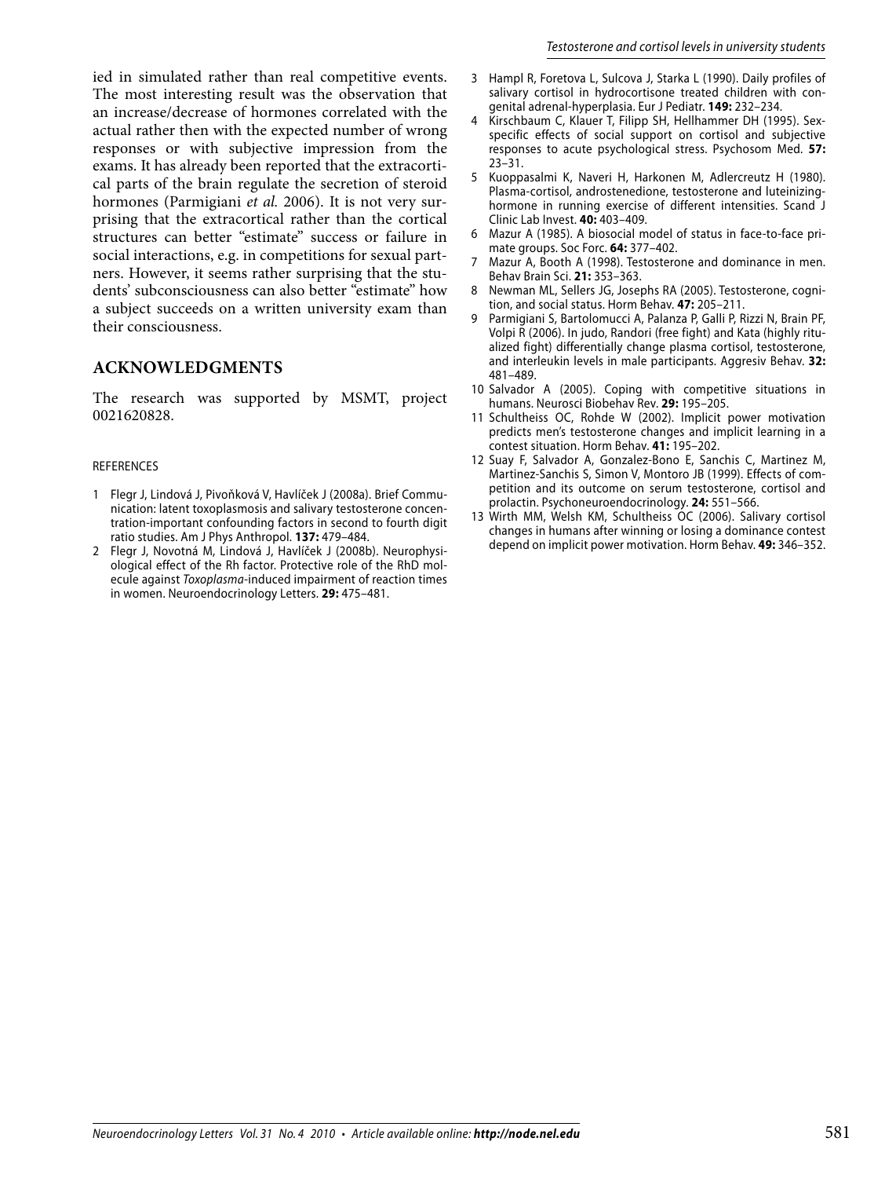ied in simulated rather than real competitive events. The most interesting result was the observation that an increase/decrease of hormones correlated with the actual rather then with the expected number of wrong responses or with subjective impression from the exams. It has already been reported that the extracortical parts of the brain regulate the secretion of steroid hormones (Parmigiani *et al.* 2006). It is not very surprising that the extracortical rather than the cortical structures can better "estimate" success or failure in social interactions, e.g. in competitions for sexual partners. However, it seems rather surprising that the students' subconsciousness can also better "estimate" how a subject succeeds on a written university exam than their consciousness.

## ACKNOWLEDGMENTS

The research was supported by MSMT, project 0021620828.

REFERENCES

1. Flegr J, Lindová J, Pivoňková V, Havlíček J (2008a). Brief Communication: latent toxoplasmosis and salivary testosterone concentration-important confounding factors in second to fourth digit ratio studies. Am J Phys Anthropol. **137:** 479–484.
2. Flegr J, Novotná M, Lindová J, Havlíček J (2008b). Neurophysiological effect of the Rh factor. Protective role of the RhD molecule against *Toxoplasma*-induced impairment of reaction times in women. Neuroendocrinology Letters. **29:** 475–481.
3. Hampl R, Foretova L, Sulcova J, Starka L (1990). Daily profiles of salivary cortisol in hydrocortisone treated children with congenital adrenal-hyperplasia. Eur J Pediatr. **149:** 232–234.
4. Kirschbaum C, Klauer T, Filipp SH, Hellhammer DH (1995). Sex-specific effects of social support on cortisol and subjective responses to acute psychological stress. Psychosom Med. **57:** 23–31.
5. Kuoppasalmi K, Naveri H, Harkonen M, Adlercreutz H (1980). Plasma-cortisol, androstenedione, testosterone and luteinizing-hormone in running exercise of different intensities. Scand J Clinic Lab Invest. **40:** 403–409.
6. Mazur A (1985). A biosocial model of status in face-to-face primate groups. Soc Forc. **64:** 377–402.
7. Mazur A, Booth A (1998). Testosterone and dominance in men. Behav Brain Sci. **21:** 353–363.
8. Newman ML, Sellers JG, Josephs RA (2005). Testosterone, cognition, and social status. Horm Behav. **47:** 205–211.
9. Parmigiani S, Bartolomucci A, Palanza P, Galli P, Rizzi N, Brain PF, Volpi R (2006). In judo, Randori (free fight) and Kata (highly ritualized fight) differentially change plasma cortisol, testosterone, and interleukin levels in male participants. Aggresiv Behav. **32:** 481–489.
10. Salvador A (2005). Coping with competitive situations in humans. Neurosci Biobehav Rev. **29:** 195–205.
11. Schultheiss OC, Rohde W (2002). Implicit power motivation predicts men's testosterone changes and implicit learning in a contest situation. Horm Behav. **41:** 195–202.
12. Suay F, Salvador A, Gonzalez-Bono E, Sanchis C, Martinez M, Martinez-Sanchis S, Simon V, Montoro JB (1999). Effects of competition and its outcome on serum testosterone, cortisol and prolactin. Psychoneuroendocrinology. **24:** 551–566.
13. Wirth MM, Welsh KM, Schultheiss OC (2006). Salivary cortisol changes in humans after winning or losing a dominance contest depend on implicit power motivation. Horm Behav. **49:** 346–352.